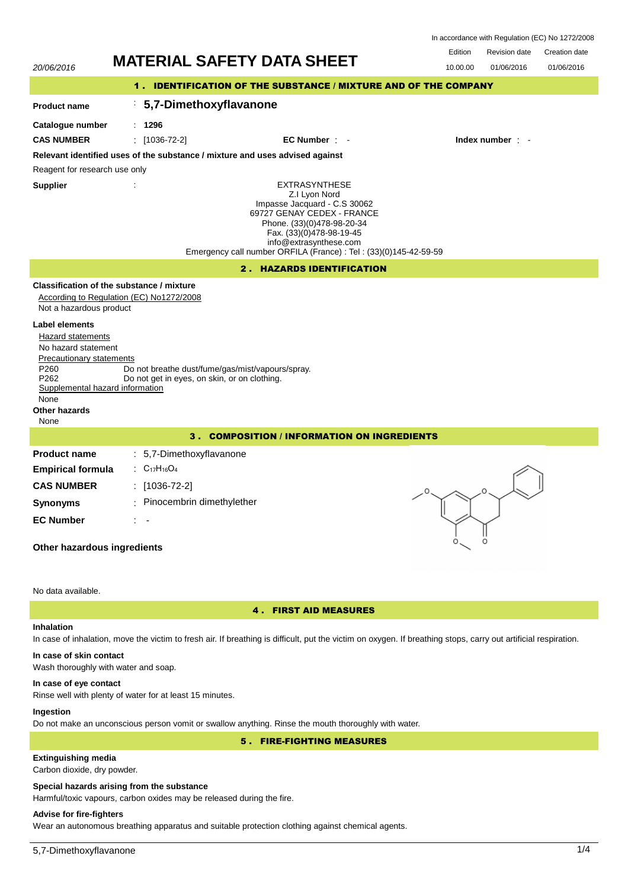In accordance with Regulation (EC) No 1272/2008

20/06/2016

# MATERIAL SAFETY DATA SHEET

| Edition | Revision date | Creation date |
|---|---|---|
| 10.00.00 | 01/06/2016 | 01/06/2016 |

## 1 . IDENTIFICATION OF THE SUBSTANCE / MIXTURE AND OF THE COMPANY

**Product name** : **5,7-Dimethoxyflavanone**

**Catalogue number** : **1296**

**CAS NUMBER** : [1036-72-2] **EC Number** : - **Index number** : -

**Relevant identified uses of the substance / mixture and uses advised against**

Reagent for research use only

**Supplier** :

EXTRASYNTHESE
Z.I Lyon Nord
Impasse Jacquard - C.S 30062
69727 GENAY CEDEX - FRANCE
Phone. (33)(0)478-98-20-34
Fax. (33)(0)478-98-19-45
info@extrasynthese.com
Emergency call number ORFILA (France) : Tel : (33)(0)145-42-59-59

## 2 . HAZARDS IDENTIFICATION

**Classification of the substance / mixture**

According to Regulation (EC) No1272/2008

Not a hazardous product

**Label elements**

Hazard statements

No hazard statement

Precautionary statements

P260 Do not breathe dust/fume/gas/mist/vapours/spray.
P262 Do not get in eyes, on skin, or on clothing.

Supplemental hazard information

None

**Other hazards**

None

## 3 . COMPOSITION / INFORMATION ON INGREDIENTS

**Product name** : 5,7-Dimethoxyflavanone

**Empirical formula** : $C_{17}H_{16}O_4$

**CAS NUMBER** : [1036-72-2]

**Synonyms** : Pinocembrin dimethylether

**EC Number** : -

**Other hazardous ingredients**

No data available.

## 4 . FIRST AID MEASURES

**Inhalation**

In case of inhalation, move the victim to fresh air. If breathing is difficult, put the victim on oxygen. If breathing stops, carry out artificial respiration.

**In case of skin contact**

Wash thoroughly with water and soap.

**In case of eye contact**

Rinse well with plenty of water for at least 15 minutes.

**Ingestion**

Do not make an unconscious person vomit or swallow anything. Rinse the mouth thoroughly with water.

## 5 . FIRE-FIGHTING MEASURES

**Extinguishing media**

Carbon dioxide, dry powder.

**Special hazards arising from the substance**

Harmful/toxic vapours, carbon oxides may be released during the fire.

**Advise for fire-fighters**

Wear an autonomous breathing apparatus and suitable protection clothing against chemical agents.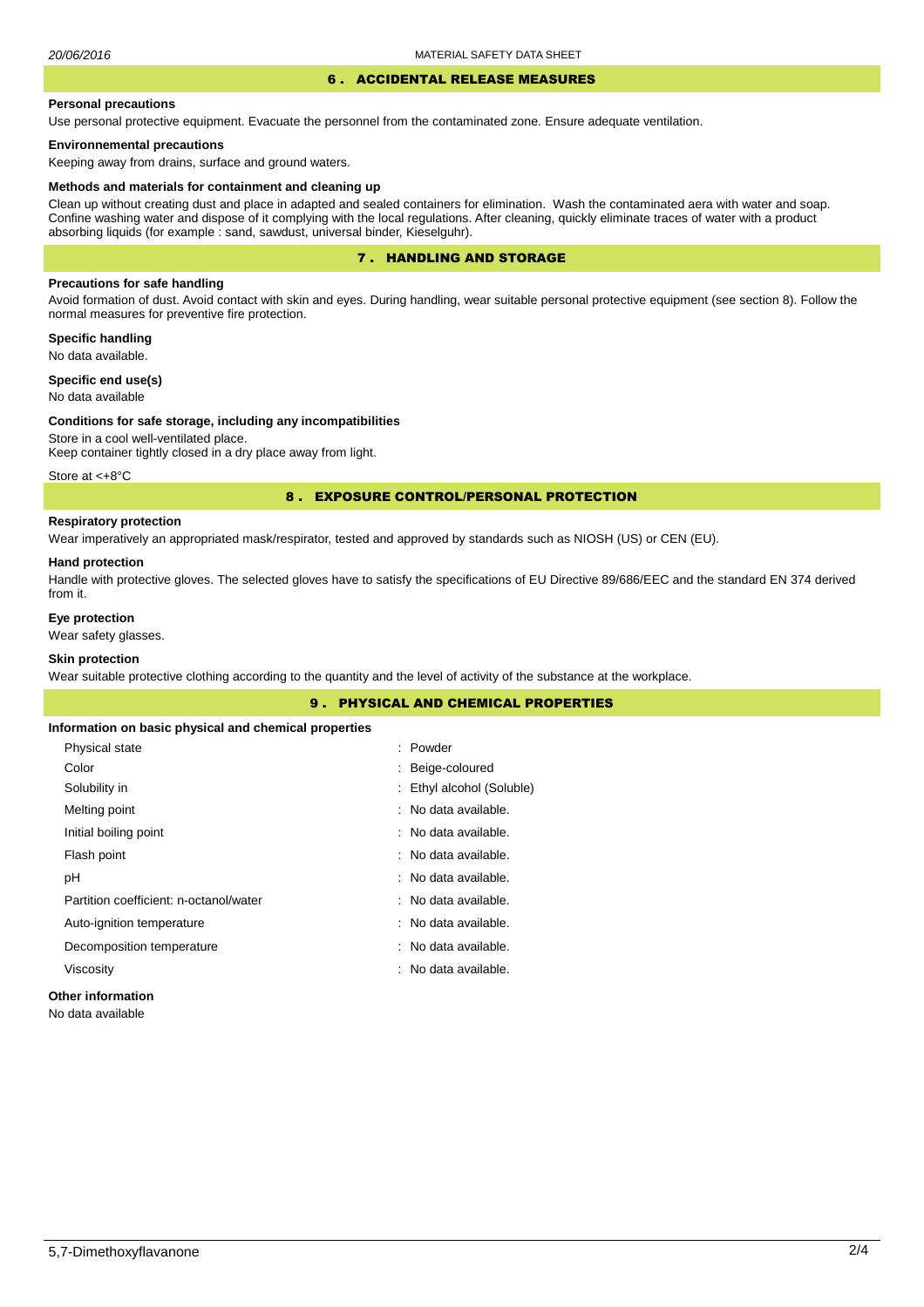## 6 . ACCIDENTAL RELEASE MEASURES

### Personal precautions

Use personal protective equipment. Evacuate the personnel from the contaminated zone. Ensure adequate ventilation.

### Environnemental precautions

Keeping away from drains, surface and ground waters.

### Methods and materials for containment and cleaning up

Clean up without creating dust and place in adapted and sealed containers for elimination. Wash the contaminated aera with water and soap. Confine washing water and dispose of it complying with the local regulations. After cleaning, quickly eliminate traces of water with a product absorbing liquids (for example : sand, sawdust, universal binder, Kieselguhr).

## 7 . HANDLING AND STORAGE

### Precautions for safe handling

Avoid formation of dust. Avoid contact with skin and eyes. During handling, wear suitable personal protective equipment (see section 8). Follow the normal measures for preventive fire protection.

### Specific handling

No data available.

### Specific end use(s)

No data available

### Conditions for safe storage, including any incompatibilities

Store in a cool well-ventilated place.
Keep container tightly closed in a dry place away from light.

Store at <+8°C

## 8 . EXPOSURE CONTROL/PERSONAL PROTECTION

### Respiratory protection

Wear imperatively an appropriated mask/respirator, tested and approved by standards such as NIOSH (US) or CEN (EU).

### Hand protection

Handle with protective gloves. The selected gloves have to satisfy the specifications of EU Directive 89/686/EEC and the standard EN 374 derived from it.

### Eye protection

Wear safety glasses.

### Skin protection

Wear suitable protective clothing according to the quantity and the level of activity of the substance at the workplace.

## 9 . PHYSICAL AND CHEMICAL PROPERTIES

### Information on basic physical and chemical properties

| | |
|---|---|
| Physical state | : Powder |
| Color | : Beige-coloured |
| Solubility in | : Ethyl alcohol (Soluble) |
| Melting point | : No data available. |
| Initial boiling point | : No data available. |
| Flash point | : No data available. |
| pH | : No data available. |
| Partition coefficient: n-octanol/water | : No data available. |
| Auto-ignition temperature | : No data available. |
| Decomposition temperature | : No data available. |
| Viscosity | : No data available. |

### Other information

No data available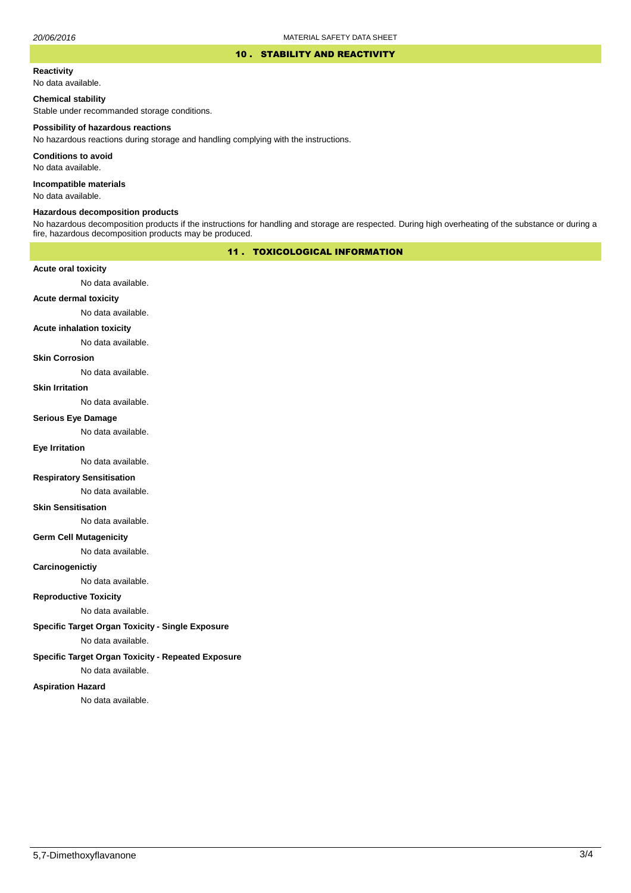## 10 . STABILITY AND REACTIVITY

**Reactivity**

No data available.

**Chemical stability**

Stable under recommanded storage conditions.

**Possibility of hazardous reactions**

No hazardous reactions during storage and handling complying with the instructions.

**Conditions to avoid**

No data available.

**Incompatible materials**

No data available.

**Hazardous decomposition products**

No hazardous decomposition products if the instructions for handling and storage are respected. During high overheating of the substance or during a fire, hazardous decomposition products may be produced.

## 11 . TOXICOLOGICAL INFORMATION

**Acute oral toxicity**

No data available.

**Acute dermal toxicity**

No data available.

**Acute inhalation toxicity**

No data available.

**Skin Corrosion**

No data available.

**Skin Irritation**

No data available.

**Serious Eye Damage**

No data available.

**Eye Irritation**

No data available.

**Respiratory Sensitisation**

No data available.

**Skin Sensitisation**

No data available.

**Germ Cell Mutagenicity**

No data available.

**Carcinogenictiy**

No data available.

**Reproductive Toxicity**

No data available.

**Specific Target Organ Toxicity - Single Exposure**

No data available.

**Specific Target Organ Toxicity - Repeated Exposure**

No data available.

**Aspiration Hazard**

No data available.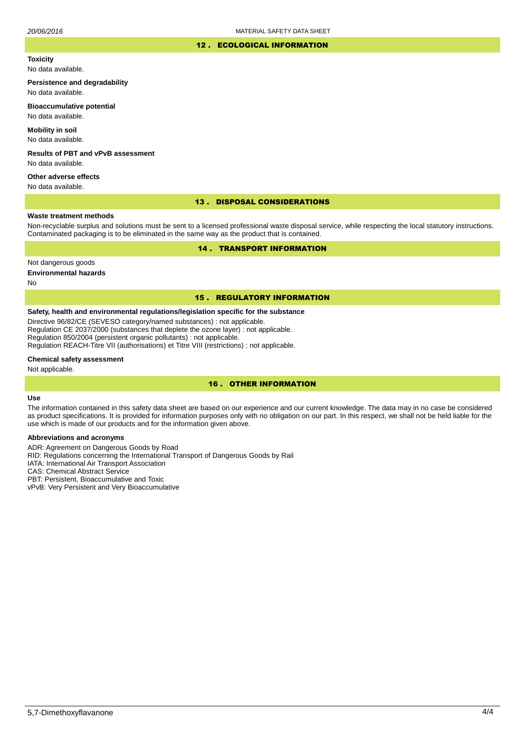## 12 . ECOLOGICAL INFORMATION

**Toxicity**

No data available.

**Persistence and degradability**

No data available.

**Bioaccumulative potential**

No data available.

**Mobility in soil**

No data available.

**Results of PBT and vPvB assessment**

No data available.

**Other adverse effects**

No data available.

## 13 . DISPOSAL CONSIDERATIONS

**Waste treatment methods**

Non-recyclable surplus and solutions must be sent to a licensed professional waste disposal service, while respecting the local statutory instructions. Contaminated packaging is to be eliminated in the same way as the product that is contained.

## 14 . TRANSPORT INFORMATION

Not dangerous goods

**Environmental hazards**

No

## 15 . REGULATORY INFORMATION

**Safety, health and environmental regulations/legislation specific for the substance**

Directive 96/82/CE (SEVESO category/named substances) : not applicable.
Regulation CE 2037/2000 (substances that deplete the ozone layer) : not applicable.
Regulation 850/2004 (persistent organic pollutants) : not applicable.
Regulation REACH-Titre VII (authorisations) et Titre VIII (restrictions) : not applicable.

**Chemical safety assessment**

Not applicable.

## 16 . OTHER INFORMATION

**Use**

The information contained in this safety data sheet are based on our experience and our current knowledge. The data may in no case be considered as product specifications. It is provided for information purposes only with no obligation on our part. In this respect, we shall not be held liable for the use which is made of our products and for the information given above.

**Abbreviations and acronyms**

ADR: Agreement on Dangerous Goods by Road
RID: Regulations concerning the International Transport of Dangerous Goods by Rail
IATA: International Air Transport Association
CAS: Chemical Abstract Service
PBT: Persistent, Bioaccumulative and Toxic
vPvB: Very Persistent and Very Bioaccumulative